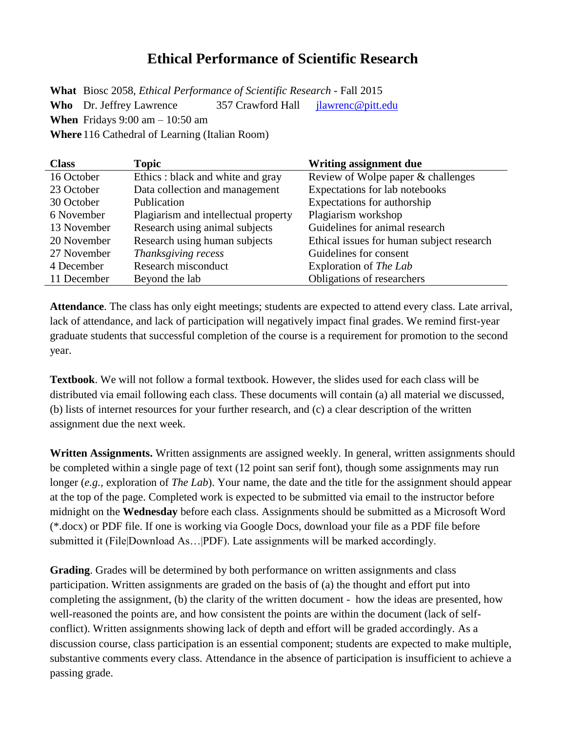# Ethical Performance of Scientific Research

**What** Biosc 2058, *Ethical Performance of Scientific Research* - Fall 2015
**Who** Dr. Jeffrey Lawrence 357 Crawford Hall jlawrenc@pitt.edu
**When** Fridays 9:00 am – 10:50 am
**Where** 116 Cathedral of Learning (Italian Room)

| Class | Topic | Writing assignment due |
|---|---|---|
| 16 October | Ethics : black and white and gray | Review of Wolpe paper & challenges |
| 23 October | Data collection and management | Expectations for lab notebooks |
| 30 October | Publication | Expectations for authorship |
| 6 November | Plagiarism and intellectual property | Plagiarism workshop |
| 13 November | Research using animal subjects | Guidelines for animal research |
| 20 November | Research using human subjects | Ethical issues for human subject research |
| 27 November | *Thanksgiving recess* | Guidelines for consent |
| 4 December | Research misconduct | Exploration of *The Lab* |
| 11 December | Beyond the lab | Obligations of researchers |

**Attendance**. The class has only eight meetings; students are expected to attend every class. Late arrival, lack of attendance, and lack of participation will negatively impact final grades. We remind first-year graduate students that successful completion of the course is a requirement for promotion to the second year.

**Textbook**. We will not follow a formal textbook. However, the slides used for each class will be distributed via email following each class. These documents will contain (a) all material we discussed, (b) lists of internet resources for your further research, and (c) a clear description of the written assignment due the next week.

**Written Assignments.** Written assignments are assigned weekly. In general, written assignments should be completed within a single page of text (12 point san serif font), though some assignments may run longer (*e.g.,* exploration of *The Lab*). Your name, the date and the title for the assignment should appear at the top of the page. Completed work is expected to be submitted via email to the instructor before midnight on the **Wednesday** before each class. Assignments should be submitted as a Microsoft Word (*.docx) or PDF file. If one is working via Google Docs, download your file as a PDF file before submitted it (File|Download As…|PDF). Late assignments will be marked accordingly.

**Grading**. Grades will be determined by both performance on written assignments and class participation. Written assignments are graded on the basis of (a) the thought and effort put into completing the assignment, (b) the clarity of the written document - how the ideas are presented, how well-reasoned the points are, and how consistent the points are within the document (lack of self-conflict). Written assignments showing lack of depth and effort will be graded accordingly. As a discussion course, class participation is an essential component; students are expected to make multiple, substantive comments every class. Attendance in the absence of participation is insufficient to achieve a passing grade.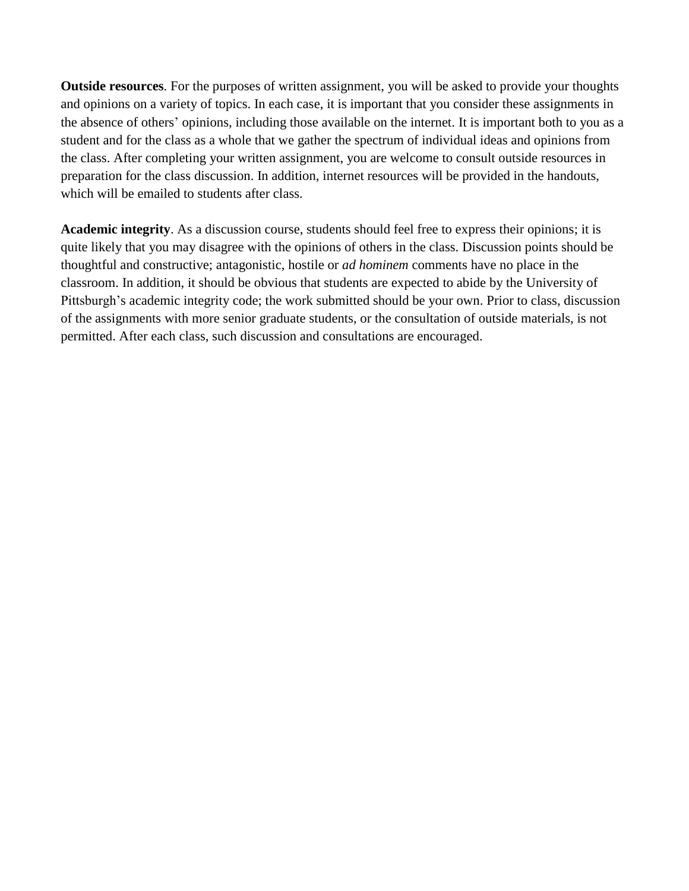**Outside resources**. For the purposes of written assignment, you will be asked to provide your thoughts and opinions on a variety of topics. In each case, it is important that you consider these assignments in the absence of others' opinions, including those available on the internet. It is important both to you as a student and for the class as a whole that we gather the spectrum of individual ideas and opinions from the class. After completing your written assignment, you are welcome to consult outside resources in preparation for the class discussion. In addition, internet resources will be provided in the handouts, which will be emailed to students after class.

**Academic integrity**. As a discussion course, students should feel free to express their opinions; it is quite likely that you may disagree with the opinions of others in the class. Discussion points should be thoughtful and constructive; antagonistic, hostile or *ad hominem* comments have no place in the classroom. In addition, it should be obvious that students are expected to abide by the University of Pittsburgh's academic integrity code; the work submitted should be your own. Prior to class, discussion of the assignments with more senior graduate students, or the consultation of outside materials, is not permitted. After each class, such discussion and consultations are encouraged.